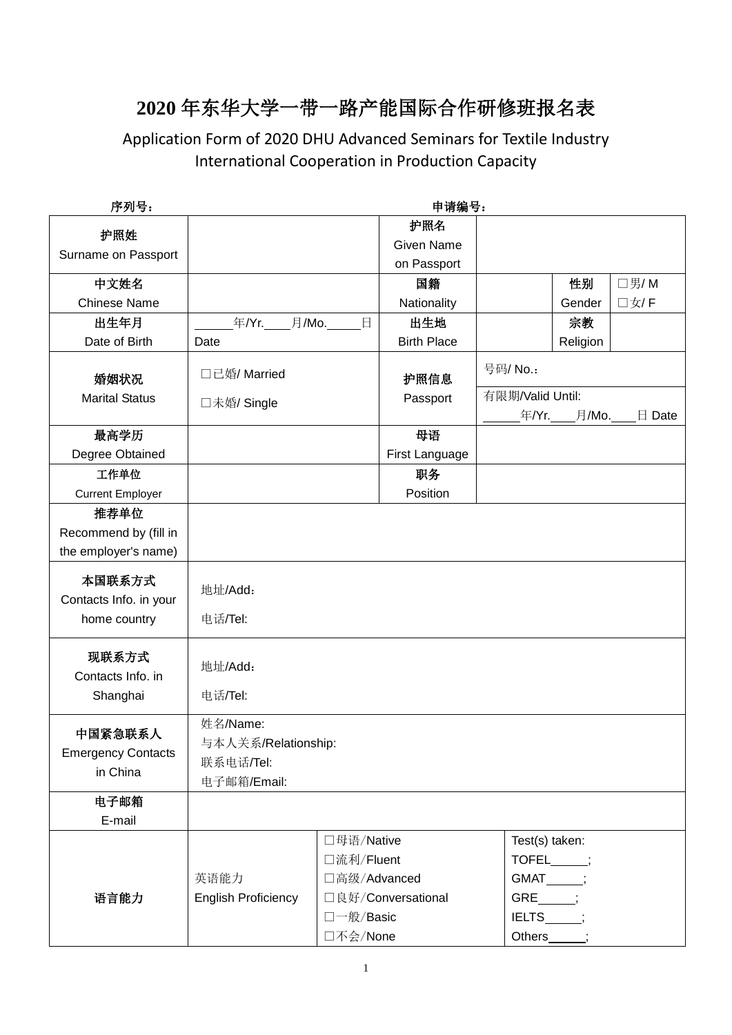# 2020 年东华大学一带一路产能国际合作研修班报名表

## Application Form of 2020 DHU Advanced Seminars for Textile Industry International Cooperation in Production Capacity

**序列号：** **申请编号：**

| | | | | | |
|---|---|---|---|---|---|
| **护照姓** Surname on Passport | | **护照名** Given Name on Passport | | | |
| **中文姓名** Chinese Name | | **国籍** Nationality | | **性别** Gender | □男/ M □女/ F |
| **出生年月** Date of Birth | ______年/Yr.____月/Mo._____日 Date | **出生地** Birth Place | | **宗教** Religion | |
| **婚姻状况** Marital Status | □已婚/ Married □未婚/ Single | **护照信息** Passport | 号码/ No.： 有限期/Valid Until: _____年/Yr.___月/Mo.___日 Date | | |
| **最高学历** Degree Obtained | | **母语** First Language | | | |
| **工作单位** Current Employer | | **职务** Position | | | |
| **推荐单位** Recommend by (fill in the employer's name) | | | | | |
| **本国联系方式** Contacts Info. in your home country | 地址/Add： 电话/Tel: | | | | |
| **现联系方式** Contacts Info. in Shanghai | 地址/Add： 电话/Tel: | | | | |
| **中国紧急联系人** Emergency Contacts in China | 姓名/Name: 与本人关系/Relationship: 联系电话/Tel: 电子邮箱/Email: | | | | |
| **电子邮箱** E-mail | | | | | |
| **语言能力** | 英语能力 English Proficiency | □母语/Native □流利/Fluent □高级/Advanced □良好/Conversational □一般/Basic □不会/None | Test(s) taken: TOFEL_____; GMAT_____; GRE_____; IELTS_____; Others_____; | | |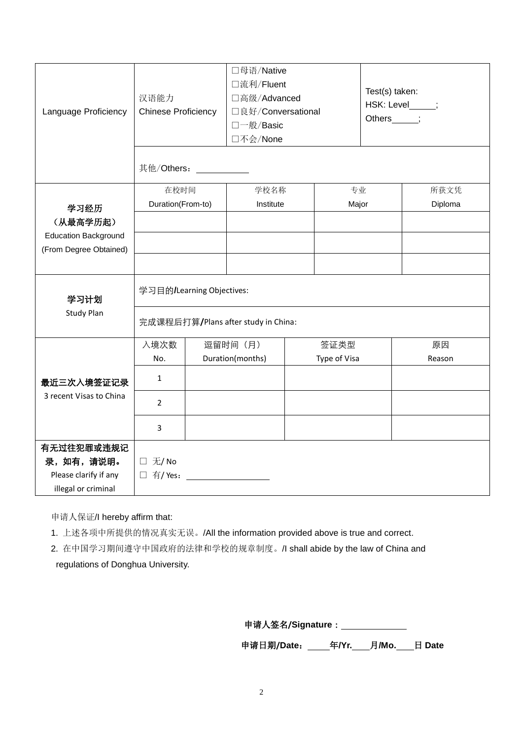| | | | | | |
|---|---|---|---|---|---|
| Language Proficiency | 汉语能力<br>Chinese Proficiency | □母语/Native<br>□流利/Fluent<br>□高级/Advanced<br>□良好/Conversational<br>□一般/Basic<br>□不会/None | | Test(s) taken:<br>HSK: Level\_\_\_\_\_;<br>Others\_\_\_\_\_; | |
| | 其他/Others：\_\_\_\_\_\_\_\_\_\_ | | | | |
| **学习经历**<br>**（从最高学历起）**<br>Education Background<br>(From Degree Obtained) | 在校时间<br>Duration(From-to) | 学校名称<br>Institute | 专业<br>Major | | 所获文凭<br>Diploma |
| | | | | | |
| | | | | | |
| | | | | | |
| **学习计划**<br>Study Plan | 学习目的/Learning Objectives: | | | | |
| | 完成课程后打算/Plans after study in China: | | | | |
| **最近三次入境签证记录**<br>3 recent Visas to China | 入境次数<br>No. | 逗留时间（月）<br>Duration(months) | 签证类型<br>Type of Visa | | 原因<br>Reason |
| | 1 | | | | |
| | 2 | | | | |
| | 3 | | | | |
| **有无过往犯罪或违规记录，如有，请说明。**<br>Please clarify if any illegal or criminal | □ 无/ No<br>□ 有/ Yes：\_\_\_\_\_\_\_\_\_\_\_\_\_\_\_\_ | | | | |

申请人保证/I hereby affirm that:

1. 上述各项中所提供的情况真实无误。/All the information provided above is true and correct.
2. 在中国学习期间遵守中国政府的法律和学校的规章制度。/I shall abide by the law of China and regulations of Donghua University.

**申请人签名/Signature：**\_\_\_\_\_\_\_\_\_\_\_\_\_\_

**申请日期/Date：**\_\_\_\_**年/Yr.**\_\_\_**月/Mo.**\_\_\_**日 Date**